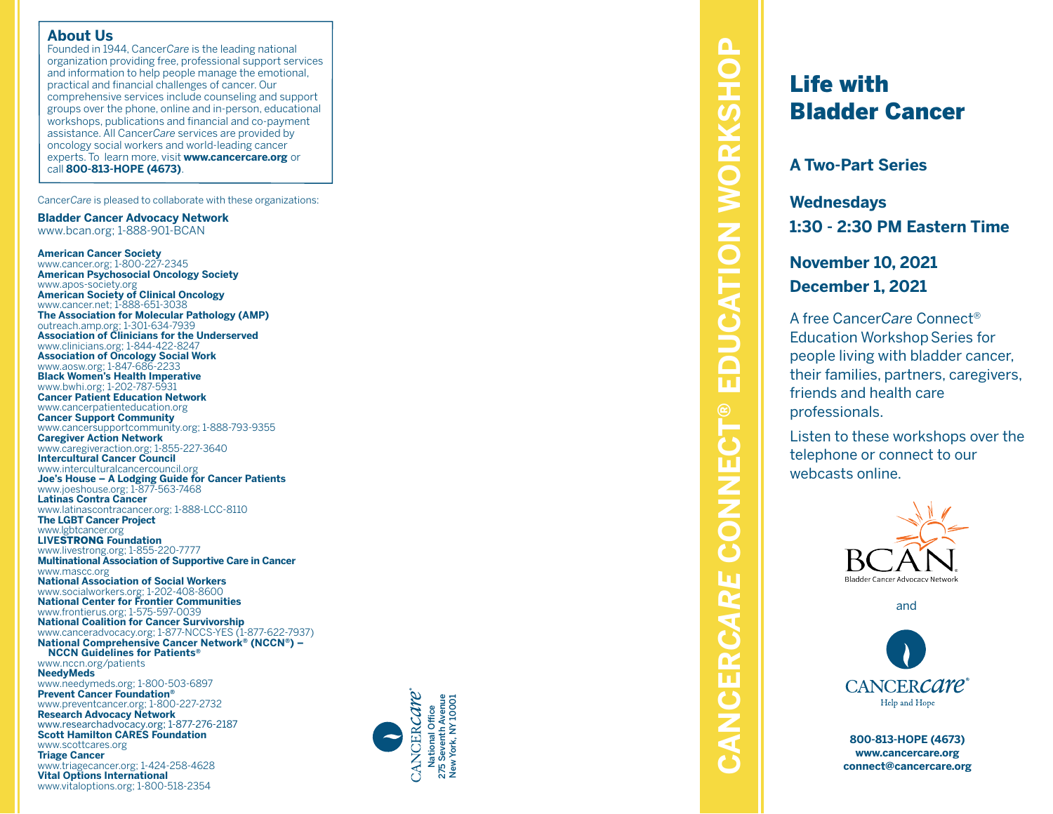## About Us

Founded in 1944, Cancer*Care* is the leading national organization providing free, professional support services and information to help people manage the emotional, practical and financial challenges of cancer. Our comprehensive services include counseling and support groups over the phone, online and in-person, educational workshops, publications and financial and co-payment assistance. All Cancer*Care* services are provided by oncology social workers and world-leading cancer experts. To learn more, visit **www.cancercare.org** or call **800-813-HOPE (4673)**.

Cancer*Care* is pleased to collaborate with these organizations:

**Bladder Cancer Advocacy Network**
www.bcan.org; 1-888-901-BCAN

**American Cancer Society**
www.cancer.org; 1-800-227-2345
**American Psychosocial Oncology Society**
www.apos-society.org
**American Society of Clinical Oncology**
www.cancer.net; 1-888-651-3038
**The Association for Molecular Pathology (AMP)**
outreach.amp.org; 1-301-634-7939
**Association of Clinicians for the Underserved**
www.clinicians.org; 1-844-422-8247
**Association of Oncology Social Work**
www.aosw.org; 1-847-686-2233
**Black Women's Health Imperative**
www.bwhi.org; 1-202-787-5931
**Cancer Patient Education Network**
www.cancerpatienteducation.org
**Cancer Support Community**
www.cancersupportcommunity.org; 1-888-793-9355
**Caregiver Action Network**
www.caregiveraction.org; 1-855-227-3640
**Intercultural Cancer Council**
www.interculturalcancercouncil.org
**Joe's House – A Lodging Guide for Cancer Patients**
www.joeshouse.org; 1-877-563-7468
**Latinas Contra Cancer**
www.latinascontracancer.org; 1-888-LCC-8110
**The LGBT Cancer Project**
www.lgbtcancer.org
**LIVESTRONG Foundation**
www.livestrong.org; 1-855-220-7777
**Multinational Association of Supportive Care in Cancer**
www.mascc.org
**National Association of Social Workers**
www.socialworkers.org; 1-202-408-8600
**National Center for Frontier Communities**
www.frontierus.org; 1-575-597-0039
**National Coalition for Cancer Survivorship**
www.canceradvocacy.org; 1-877-NCCS-YES (1-877-622-7937)
**National Comprehensive Cancer Network® (NCCN®) – NCCN Guidelines for Patients®**
www.nccn.org/patients
**NeedyMeds**
www.needymeds.org; 1-800-503-6897
**Prevent Cancer Foundation®**
www.preventcancer.org; 1-800-227-2732
**Research Advocacy Network**
www.researchadvocacy.org; 1-877-276-2187
**Scott Hamilton CARES Foundation**
www.scottcares.org
**Triage Cancer**
www.triagecancer.org; 1-424-258-4628
**Vital Options International**
www.vitaloptions.org; 1-800-518-2354

CANCER*care*®
National Office
275 Seventh Avenue
New York, NY 10001

**CANCER*CARE* CONNECT® EDUCATION WORKSHOP**

# Life with Bladder Cancer

**A Two-Part Series**

**Wednesdays**
**1:30 - 2:30 PM Eastern Time**

**November 10, 2021**
**December 1, 2021**

A free Cancer*Care* Connect® Education Workshop Series for people living with bladder cancer, their families, partners, caregivers, friends and health care professionals.

Listen to these workshops over the telephone or connect to our webcasts online.

BCAN®
Bladder Cancer Advocacy Network

and

CANCER*care*®
Help and Hope

**800-813-HOPE (4673)**
**www.cancercare.org**
**connect@cancercare.org**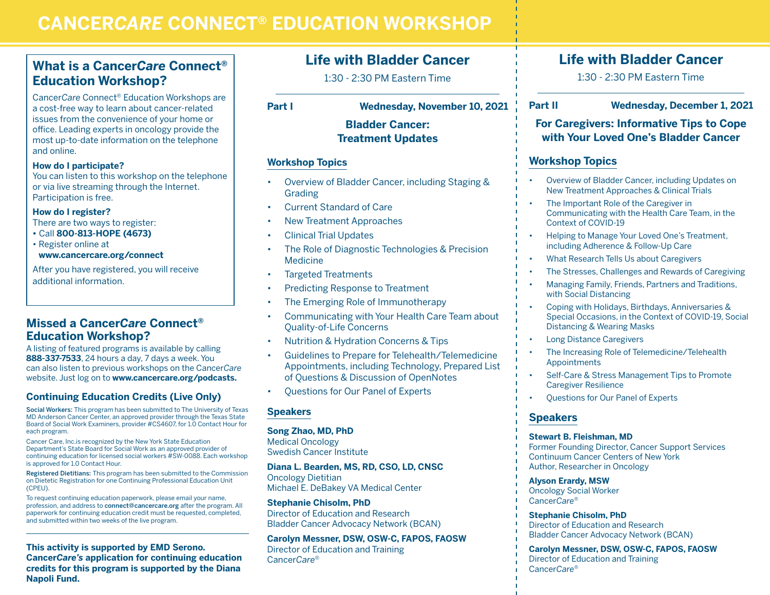# CANCER*CARE* CONNECT® EDUCATION WORKSHOP

## What is a Cancer*Care* Connect® Education Workshop?

Cancer*Care* Connect® Education Workshops are a cost-free way to learn about cancer-related issues from the convenience of your home or office. Leading experts in oncology provide the most up-to-date information on the telephone and online.

**How do I participate?**
You can listen to this workshop on the telephone or via live streaming through the Internet. Participation is free.

**How do I register?**
There are two ways to register:

- Call **800-813-HOPE (4673)**
- Register online at **www.cancercare.org/connect**

After you have registered, you will receive additional information.

## Missed a Cancer*Care* Connect® Education Workshop?

A listing of featured programs is available by calling **888-337-7533**, 24 hours a day, 7 days a week. You can also listen to previous workshops on the Cancer*Care* website. Just log on to **www.cancercare.org/podcasts.**

### Continuing Education Credits (Live Only)

**Social Workers:** This program has been submitted to The University of Texas MD Anderson Cancer Center, an approved provider through the Texas State Board of Social Work Examiners, provider #CS4607, for 1.0 Contact Hour for each program.

Cancer Care, Inc.is recognized by the New York State Education Department's State Board for Social Work as an approved provider of continuing education for licensed social workers #SW-0088. Each workshop is approved for 1.0 Contact Hour.

**Registered Dietitians:** This program has been submitted to the Commission on Dietetic Registration for one Continuing Professional Education Unit (CPEU).

To request continuing education paperwork, please email your name, profession, and address to **connect@cancercare.org** after the program. All paperwork for continuing education credit must be requested, completed, and submitted within two weeks of the live program.

**This activity is supported by EMD Serono. Cancer*Care's* application for continuing education credits for this program is supported by the Diana Napoli Fund.**

## Life with Bladder Cancer

1:30 - 2:30 PM Eastern Time

**Part I** — **Wednesday, November 10, 2021**

### Bladder Cancer: Treatment Updates

#### Workshop Topics

- Overview of Bladder Cancer, including Staging & Grading
- Current Standard of Care
- New Treatment Approaches
- Clinical Trial Updates
- The Role of Diagnostic Technologies & Precision Medicine
- Targeted Treatments
- Predicting Response to Treatment
- The Emerging Role of Immunotherapy
- Communicating with Your Health Care Team about Quality-of-Life Concerns
- Nutrition & Hydration Concerns & Tips
- Guidelines to Prepare for Telehealth/Telemedicine Appointments, including Technology, Prepared List of Questions & Discussion of OpenNotes
- Questions for Our Panel of Experts

#### Speakers

**Song Zhao, MD, PhD**
Medical Oncology
Swedish Cancer Institute

**Diana L. Bearden, MS, RD, CSO, LD, CNSC**
Oncology Dietitian
Michael E. DeBakey VA Medical Center

**Stephanie Chisolm, PhD**
Director of Education and Research
Bladder Cancer Advocacy Network (BCAN)

**Carolyn Messner, DSW, OSW-C, FAPOS, FAOSW**
Director of Education and Training
Cancer*Care*®

## Life with Bladder Cancer

1:30 - 2:30 PM Eastern Time

**Part II** — **Wednesday, December 1, 2021**

### For Caregivers: Informative Tips to Cope with Your Loved One's Bladder Cancer

#### Workshop Topics

- Overview of Bladder Cancer, including Updates on New Treatment Approaches & Clinical Trials
- The Important Role of the Caregiver in Communicating with the Health Care Team, in the Context of COVID-19
- Helping to Manage Your Loved One's Treatment, including Adherence & Follow-Up Care
- What Research Tells Us about Caregivers
- The Stresses, Challenges and Rewards of Caregiving
- Managing Family, Friends, Partners and Traditions, with Social Distancing
- Coping with Holidays, Birthdays, Anniversaries & Special Occasions, in the Context of COVID-19, Social Distancing & Wearing Masks
- Long Distance Caregivers
- The Increasing Role of Telemedicine/Telehealth Appointments
- Self-Care & Stress Management Tips to Promote Caregiver Resilience
- Questions for Our Panel of Experts

#### Speakers

**Stewart B. Fleishman, MD**
Former Founding Director, Cancer Support Services
Continuum Cancer Centers of New York
Author, Researcher in Oncology

**Alyson Erardy, MSW**
Oncology Social Worker
Cancer*Care*®

**Stephanie Chisolm, PhD**
Director of Education and Research
Bladder Cancer Advocacy Network (BCAN)

**Carolyn Messner, DSW, OSW-C, FAPOS, FAOSW**
Director of Education and Training
Cancer*Care*®